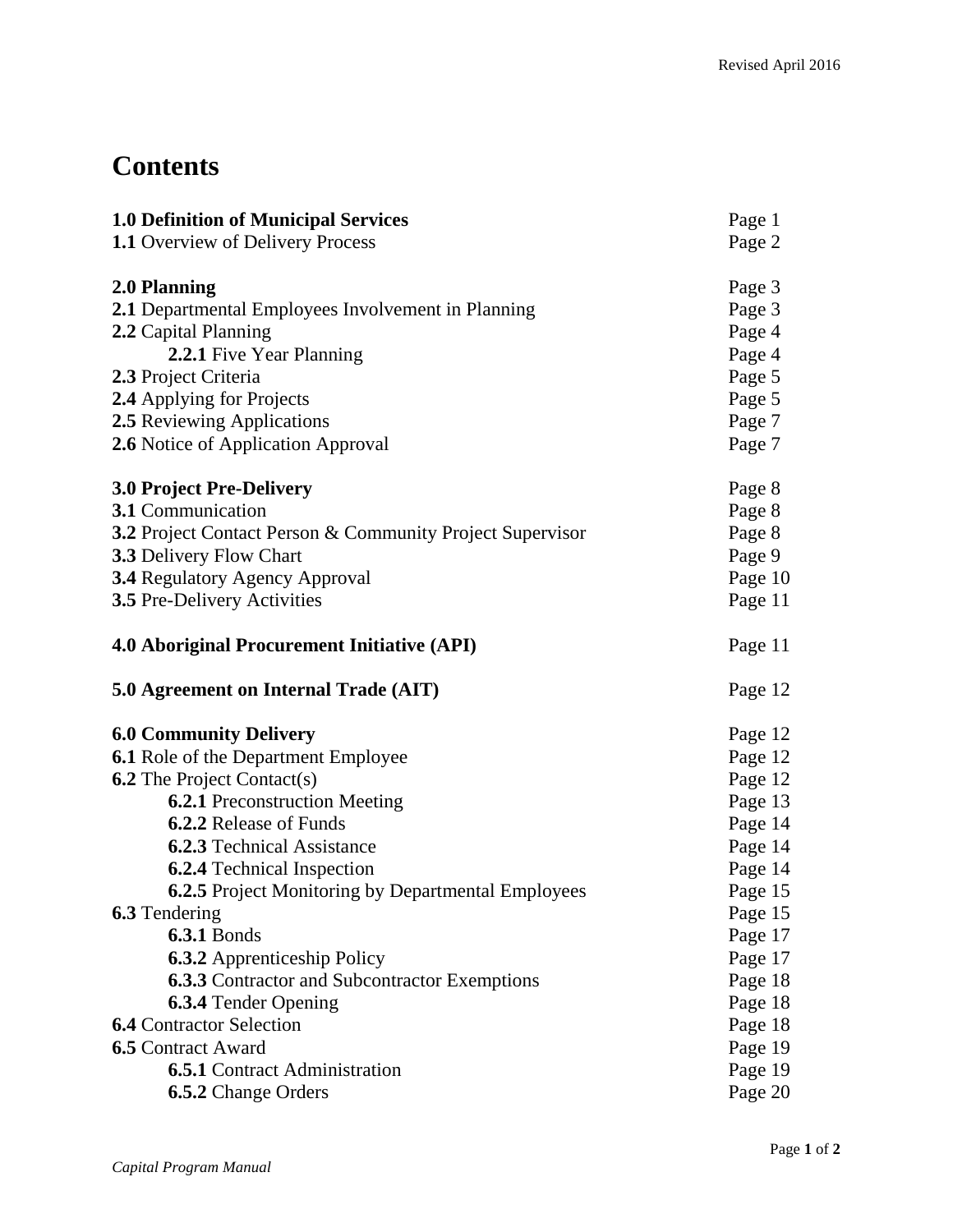# Contents

| | |
|---|---|
| **1.0 Definition of Municipal Services** | Page 1 |
| **1.1** Overview of Delivery Process | Page 2 |
| | |
| **2.0 Planning** | Page 3 |
| **2.1** Departmental Employees Involvement in Planning | Page 3 |
| **2.2** Capital Planning | Page 4 |
| &nbsp;&nbsp;&nbsp;&nbsp;**2.2.1** Five Year Planning | Page 4 |
| **2.3** Project Criteria | Page 5 |
| **2.4** Applying for Projects | Page 5 |
| **2.5** Reviewing Applications | Page 7 |
| **2.6** Notice of Application Approval | Page 7 |
| | |
| **3.0 Project Pre-Delivery** | Page 8 |
| **3.1** Communication | Page 8 |
| **3.2** Project Contact Person & Community Project Supervisor | Page 8 |
| **3.3** Delivery Flow Chart | Page 9 |
| **3.4** Regulatory Agency Approval | Page 10 |
| **3.5** Pre-Delivery Activities | Page 11 |
| | |
| **4.0 Aboriginal Procurement Initiative (API)** | Page 11 |
| | |
| **5.0 Agreement on Internal Trade (AIT)** | Page 12 |
| | |
| **6.0 Community Delivery** | Page 12 |
| **6.1** Role of the Department Employee | Page 12 |
| **6.2** The Project Contact(s) | Page 12 |
| &nbsp;&nbsp;&nbsp;&nbsp;**6.2.1** Preconstruction Meeting | Page 13 |
| &nbsp;&nbsp;&nbsp;&nbsp;**6.2.2** Release of Funds | Page 14 |
| &nbsp;&nbsp;&nbsp;&nbsp;**6.2.3** Technical Assistance | Page 14 |
| &nbsp;&nbsp;&nbsp;&nbsp;**6.2.4** Technical Inspection | Page 14 |
| &nbsp;&nbsp;&nbsp;&nbsp;**6.2.5** Project Monitoring by Departmental Employees | Page 15 |
| **6.3** Tendering | Page 15 |
| &nbsp;&nbsp;&nbsp;&nbsp;**6.3.1** Bonds | Page 17 |
| &nbsp;&nbsp;&nbsp;&nbsp;**6.3.2** Apprenticeship Policy | Page 17 |
| &nbsp;&nbsp;&nbsp;&nbsp;**6.3.3** Contractor and Subcontractor Exemptions | Page 18 |
| &nbsp;&nbsp;&nbsp;&nbsp;**6.3.4** Tender Opening | Page 18 |
| **6.4** Contractor Selection | Page 18 |
| **6.5** Contract Award | Page 19 |
| &nbsp;&nbsp;&nbsp;&nbsp;**6.5.1** Contract Administration | Page 19 |
| &nbsp;&nbsp;&nbsp;&nbsp;**6.5.2** Change Orders | Page 20 |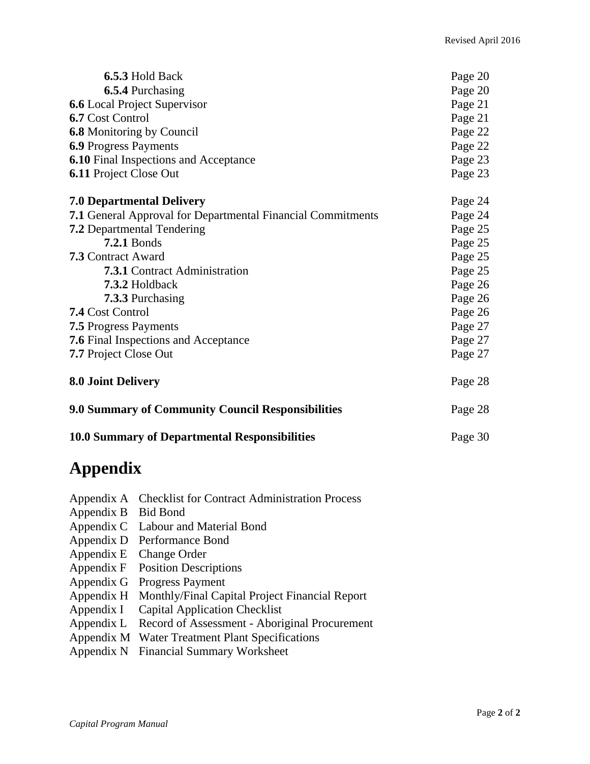| | |
|---|---|
| **6.5.3** Hold Back | Page 20 |
| **6.5.4** Purchasing | Page 20 |
| **6.6** Local Project Supervisor | Page 21 |
| **6.7** Cost Control | Page 21 |
| **6.8** Monitoring by Council | Page 22 |
| **6.9** Progress Payments | Page 22 |
| **6.10** Final Inspections and Acceptance | Page 23 |
| **6.11** Project Close Out | Page 23 |
| **7.0 Departmental Delivery** | Page 24 |
| **7.1** General Approval for Departmental Financial Commitments | Page 24 |
| **7.2** Departmental Tendering | Page 25 |
| **7.2.1** Bonds | Page 25 |
| **7.3** Contract Award | Page 25 |
| **7.3.1** Contract Administration | Page 25 |
| **7.3.2** Holdback | Page 26 |
| **7.3.3** Purchasing | Page 26 |
| **7.4** Cost Control | Page 26 |
| **7.5** Progress Payments | Page 27 |
| **7.6** Final Inspections and Acceptance | Page 27 |
| **7.7** Project Close Out | Page 27 |
| **8.0 Joint Delivery** | Page 28 |
| **9.0 Summary of Community Council Responsibilities** | Page 28 |
| **10.0 Summary of Departmental Responsibilities** | Page 30 |

# Appendix

Appendix A Checklist for Contract Administration Process
Appendix B Bid Bond
Appendix C Labour and Material Bond
Appendix D Performance Bond
Appendix E Change Order
Appendix F Position Descriptions
Appendix G Progress Payment
Appendix H Monthly/Final Capital Project Financial Report
Appendix I Capital Application Checklist
Appendix L Record of Assessment - Aboriginal Procurement
Appendix M Water Treatment Plant Specifications
Appendix N Financial Summary Worksheet